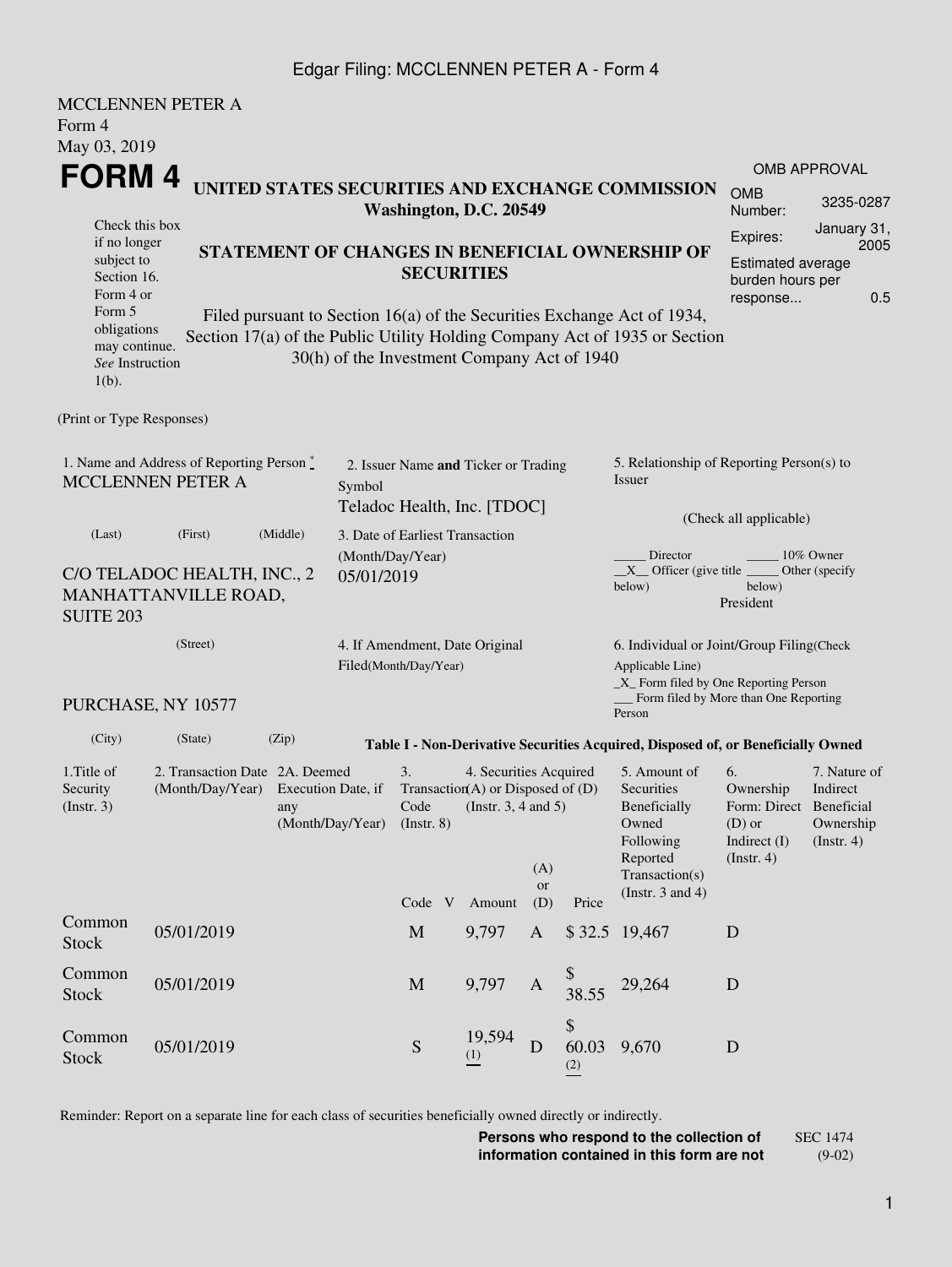MCCLENNEN PETER A
Form 4
May 03, 2019

# FORM 4

**UNITED STATES SECURITIES AND EXCHANGE COMMISSION**
**Washington, D.C. 20549**

**STATEMENT OF CHANGES IN BENEFICIAL OWNERSHIP OF SECURITIES**

Filed pursuant to Section 16(a) of the Securities Exchange Act of 1934, Section 17(a) of the Public Utility Holding Company Act of 1935 or Section 30(h) of the Investment Company Act of 1940

Check this box if no longer subject to Section 16. Form 4 or Form 5 obligations may continue. *See* Instruction 1(b).

OMB APPROVAL

| | |
|---|---|
| OMB Number: | 3235-0287 |
| Expires: | January 31, 2005 |
| Estimated average burden hours per response... | 0.5 |

(Print or Type Responses)

1. Name and Address of Reporting Person *
MCCLENNEN PETER A

(Last) (First) (Middle)

C/O TELADOC HEALTH, INC., 2 MANHATTANVILLE ROAD, SUITE 203

(Street)

PURCHASE, NY 10577

(City) (State) (Zip)

2. Issuer Name **and** Ticker or Trading Symbol
Teladoc Health, Inc. [TDOC]

3. Date of Earliest Transaction (Month/Day/Year)
05/01/2019

4. If Amendment, Date Original Filed(Month/Day/Year)

5. Relationship of Reporting Person(s) to Issuer

(Check all applicable)

_____ Director _____ 10% Owner
\_\_X\_\_ Officer (give title below) _____ Other (specify below)
President

6. Individual or Joint/Group Filing(Check Applicable Line)
\_X\_ Form filed by One Reporting Person
\_\_\_ Form filed by More than One Reporting Person

**Table I - Non-Derivative Securities Acquired, Disposed of, or Beneficially Owned**

| 1.Title of Security (Instr. 3) | 2. Transaction Date (Month/Day/Year) | 2A. Deemed Execution Date, if any (Month/Day/Year) | 3. Transaction Code (Instr. 8) | | 4. Securities Acquired (A) or Disposed of (D) (Instr. 3, 4 and 5) | | | 5. Amount of Securities Beneficially Owned Following Reported Transaction(s) (Instr. 3 and 4) | 6. Ownership Form: Direct (D) or Indirect (I) (Instr. 4) | 7. Nature of Indirect Beneficial Ownership (Instr. 4) |
|---|---|---|---|---|---|---|---|---|---|---|
| | | | Code | V | Amount | (A) or (D) | Price | | | |
| Common Stock | 05/01/2019 | | M | | 9,797 | A | $ 32.5 | 19,467 | D | |
| Common Stock | 05/01/2019 | | M | | 9,797 | A | $ 38.55 | 29,264 | D | |
| Common Stock | 05/01/2019 | | S | | 19,594 (1) | D | $ 60.03 (2) | 9,670 | D | |

Reminder: Report on a separate line for each class of securities beneficially owned directly or indirectly.

**Persons who respond to the collection of information contained in this form are not**

SEC 1474 (9-02)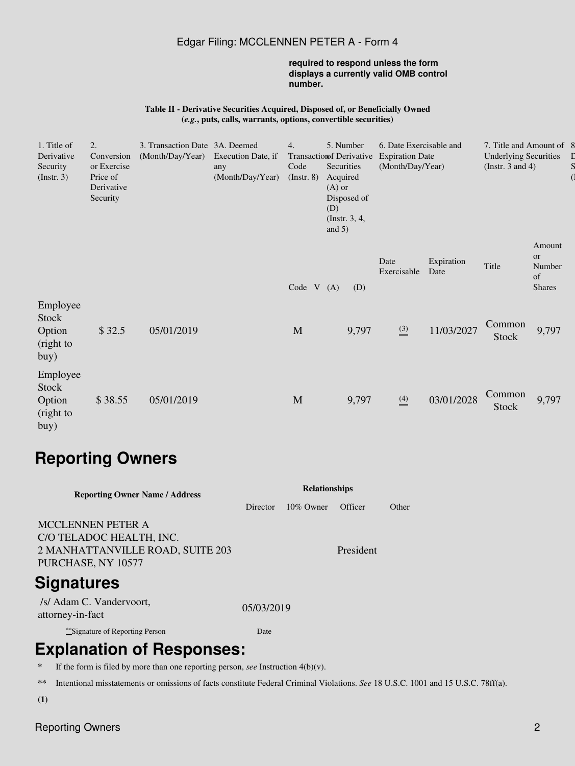required to respond unless the form displays a currently valid OMB control number.

**Table II - Derivative Securities Acquired, Disposed of, or Beneficially Owned (*e.g.*, puts, calls, warrants, options, convertible securities)**

| 1. Title of Derivative Security (Instr. 3) | 2. Conversion or Exercise Price of Derivative Security | 3. Transaction Date (Month/Day/Year) | 3A. Deemed Execution Date, if any (Month/Day/Year) | 4. Transaction Code (Instr. 8) | | 5. Number of Derivative Securities Acquired (A) or Disposed of (D) (Instr. 3, 4, and 5) | | 6. Date Exercisable and Expiration Date (Month/Day/Year) | | 7. Title and Amount of Underlying Securities (Instr. 3 and 4) | |
|---|---|---|---|---|---|---|---|---|---|---|---|
| | | | | Code | V | (A) | (D) | Date Exercisable | Expiration Date | Title | Amount or Number of Shares |
| Employee Stock Option (right to buy) | $ 32.5 | 05/01/2019 | | M | | | 9,797 | (3) | 11/03/2027 | Common Stock | 9,797 |
| Employee Stock Option (right to buy) | $ 38.55 | 05/01/2019 | | M | | | 9,797 | (4) | 03/01/2028 | Common Stock | 9,797 |

# Reporting Owners

| Reporting Owner Name / Address | Relationships | | | |
|---|---|---|---|---|
| | Director | 10% Owner | Officer | Other |
| MCCLENNEN PETER A<br>C/O TELADOC HEALTH, INC.<br>2 MANHATTANVILLE ROAD, SUITE 203<br>PURCHASE, NY 10577 | | | President | |

# Signatures

| /s/ Adam C. Vandervoort, attorney-in-fact | 05/03/2019 |
|---|---|
| **Signature of Reporting Person | Date |

# Explanation of Responses:

\* If the form is filed by more than one reporting person, *see* Instruction 4(b)(v).

\*\* Intentional misstatements or omissions of facts constitute Federal Criminal Violations. *See* 18 U.S.C. 1001 and 15 U.S.C. 78ff(a).

**(1)**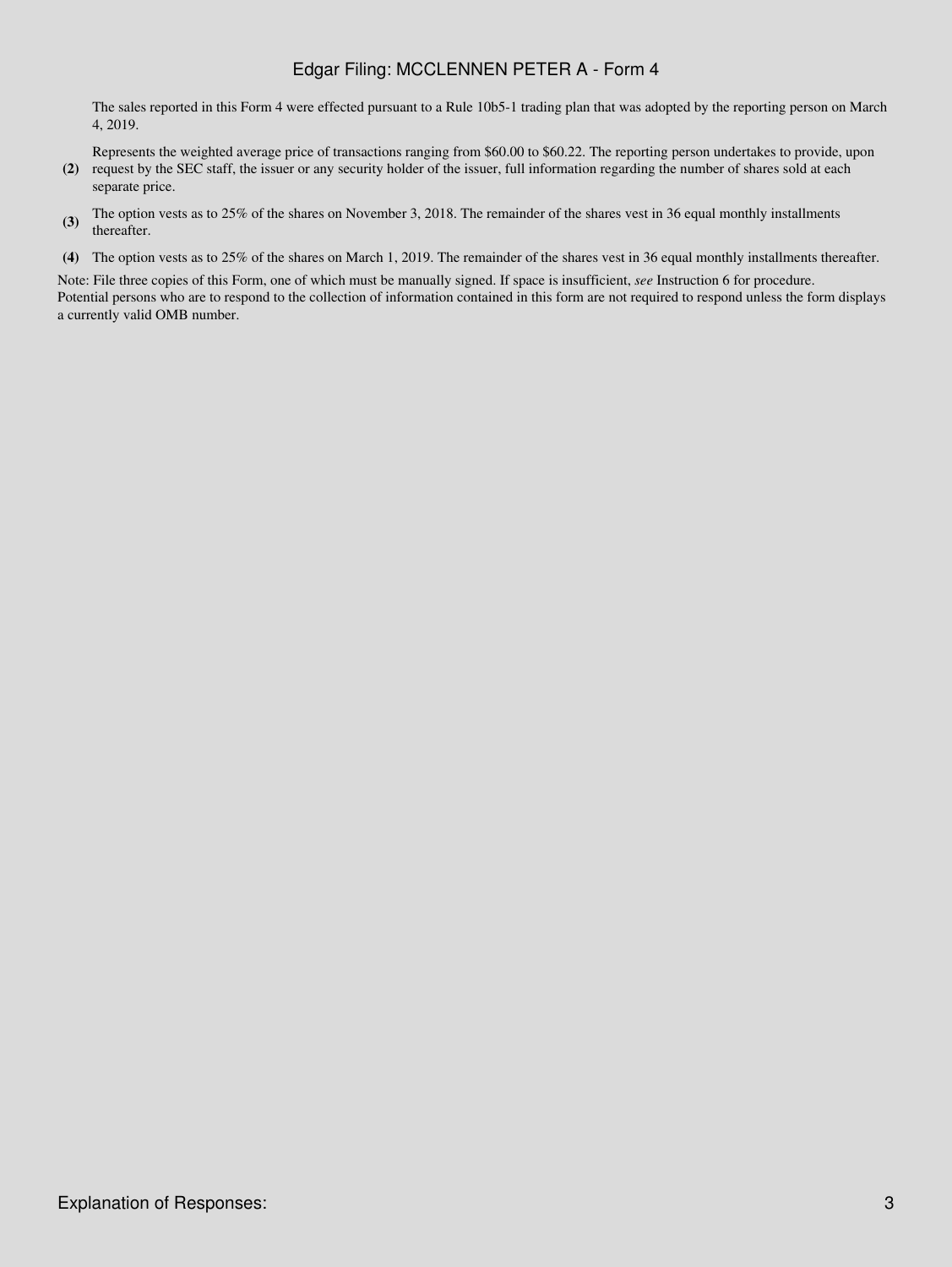The sales reported in this Form 4 were effected pursuant to a Rule 10b5-1 trading plan that was adopted by the reporting person on March 4, 2019.

**(2)** Represents the weighted average price of transactions ranging from $60.00 to $60.22. The reporting person undertakes to provide, upon request by the SEC staff, the issuer or any security holder of the issuer, full information regarding the number of shares sold at each separate price.

**(3)** The option vests as to 25% of the shares on November 3, 2018. The remainder of the shares vest in 36 equal monthly installments thereafter.

**(4)** The option vests as to 25% of the shares on March 1, 2019. The remainder of the shares vest in 36 equal monthly installments thereafter.

Note: File three copies of this Form, one of which must be manually signed. If space is insufficient, *see* Instruction 6 for procedure.
Potential persons who are to respond to the collection of information contained in this form are not required to respond unless the form displays a currently valid OMB number.